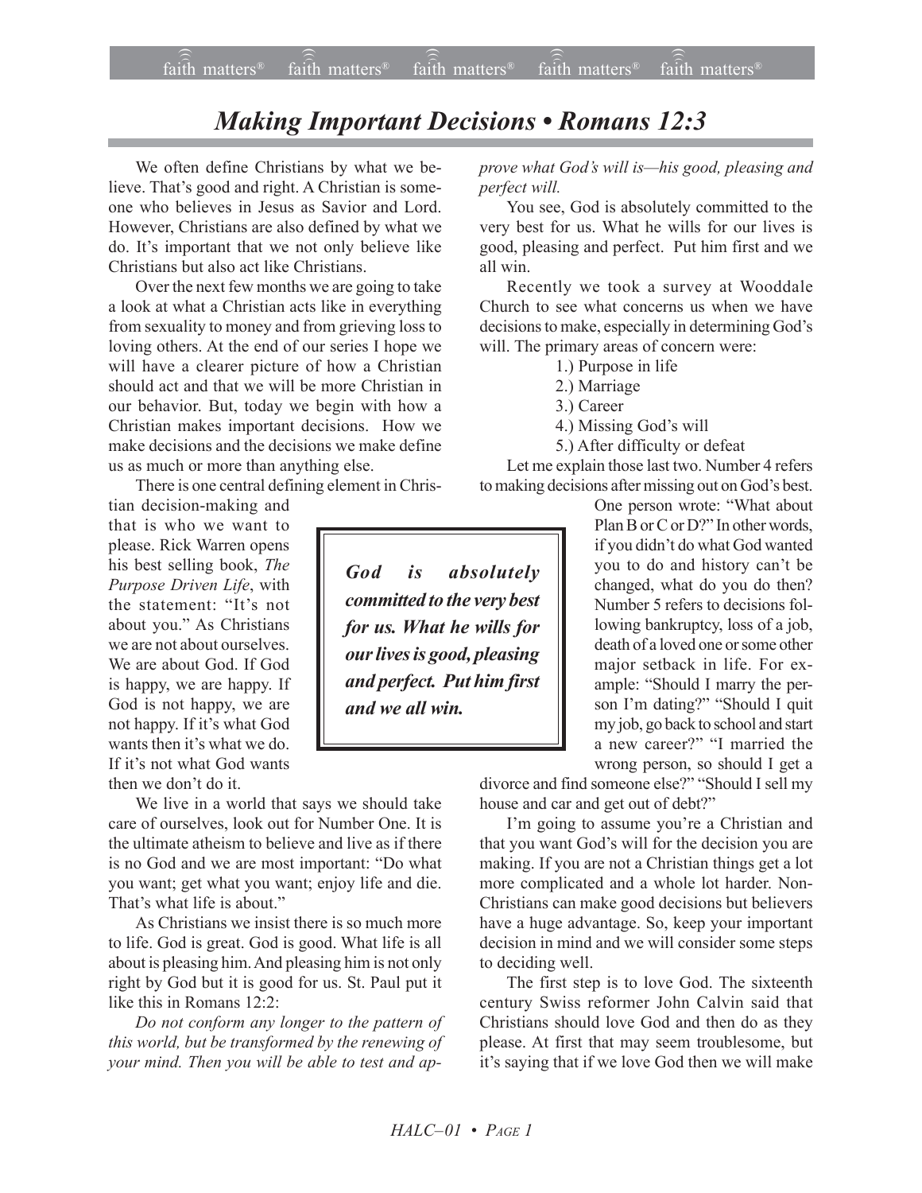# *Making Important Decisions • Romans 12:3*

We often define Christians by what we believe. That's good and right. A Christian is someone who believes in Jesus as Savior and Lord. However, Christians are also defined by what we do. It's important that we not only believe like Christians but also act like Christians.

Over the next few months we are going to take a look at what a Christian acts like in everything from sexuality to money and from grieving loss to loving others. At the end of our series I hope we will have a clearer picture of how a Christian should act and that we will be more Christian in our behavior. But, today we begin with how a Christian makes important decisions. How we make decisions and the decisions we make define us as much or more than anything else.

There is one central defining element in Christian decision-making and that is who we want to please. Rick Warren opens his best selling book, *The Purpose Driven Life*, with the statement: "It's not about you." As Christians we are not about ourselves. We are about God. If God is happy, we are happy. If God is not happy, we are not happy. If it's what God wants then it's what we do. If it's not what God wants then we don't do it.

> ***God is absolutely committed to the very best for us. What he wills for our lives is good, pleasing and perfect. Put him first and we all win.***

We live in a world that says we should take care of ourselves, look out for Number One. It is the ultimate atheism to believe and live as if there is no God and we are most important: "Do what you want; get what you want; enjoy life and die. That's what life is about."

As Christians we insist there is so much more to life. God is great. God is good. What life is all about is pleasing him. And pleasing him is not only right by God but it is good for us. St. Paul put it like this in Romans 12:2:

*Do not conform any longer to the pattern of this world, but be transformed by the renewing of your mind. Then you will be able to test and approve what God's will is—his good, pleasing and perfect will.*

You see, God is absolutely committed to the very best for us. What he wills for our lives is good, pleasing and perfect. Put him first and we all win.

Recently we took a survey at Wooddale Church to see what concerns us when we have decisions to make, especially in determining God's will. The primary areas of concern were:

1.) Purpose in life
2.) Marriage
3.) Career
4.) Missing God's will
5.) After difficulty or defeat

Let me explain those last two. Number 4 refers to making decisions after missing out on God's best. One person wrote: "What about Plan B or C or D?" In other words, if you didn't do what God wanted you to do and history can't be changed, what do you do then? Number 5 refers to decisions following bankruptcy, loss of a job, death of a loved one or some other major setback in life. For example: "Should I marry the person I'm dating?" "Should I quit my job, go back to school and start a new career?" "I married the wrong person, so should I get a divorce and find someone else?" "Should I sell my house and car and get out of debt?"

I'm going to assume you're a Christian and that you want God's will for the decision you are making. If you are not a Christian things get a lot more complicated and a whole lot harder. Non-Christians can make good decisions but believers have a huge advantage. So, keep your important decision in mind and we will consider some steps to deciding well.

The first step is to love God. The sixteenth century Swiss reformer John Calvin said that Christians should love God and then do as they please. At first that may seem troublesome, but it's saying that if we love God then we will make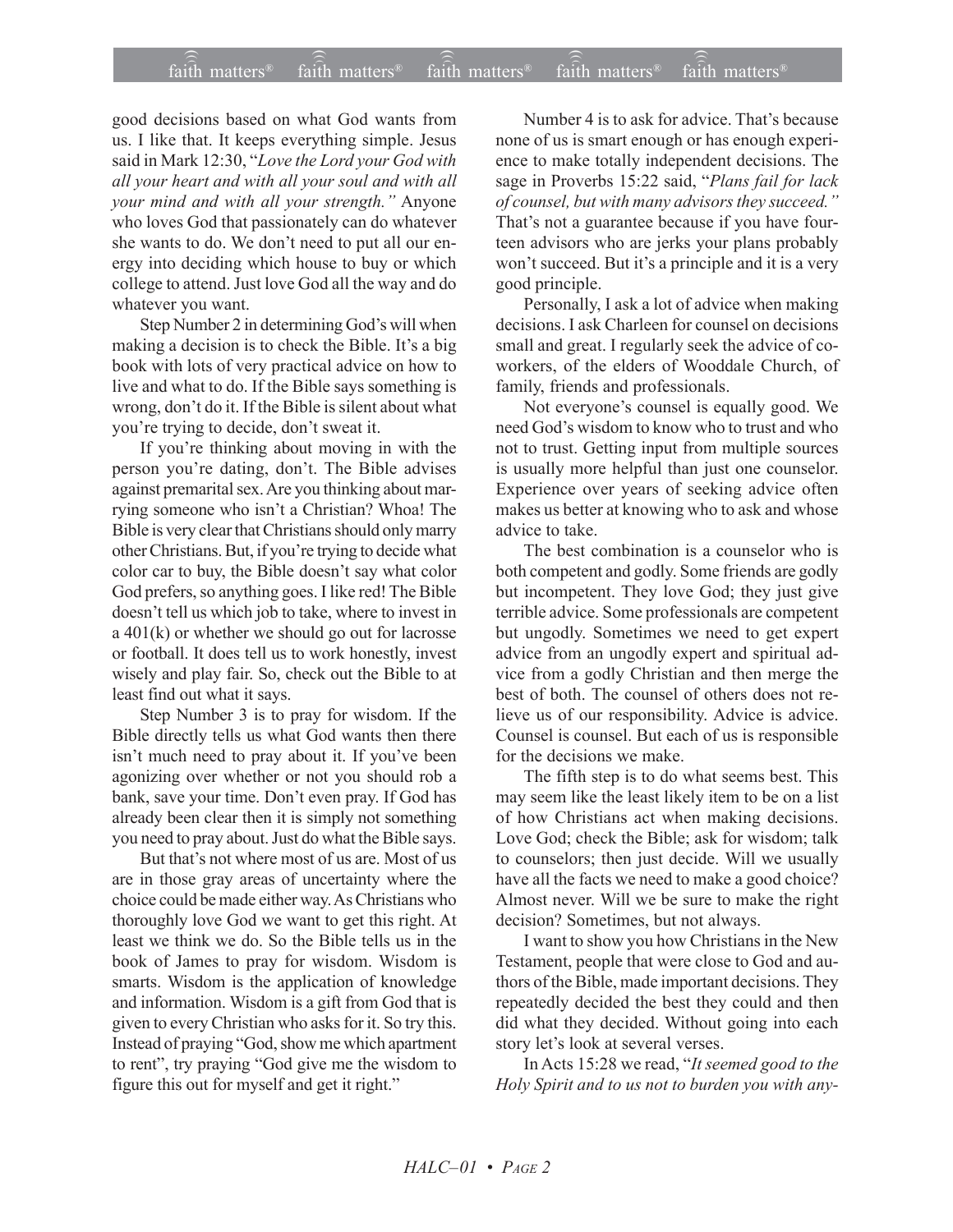good decisions based on what God wants from us. I like that. It keeps everything simple. Jesus said in Mark 12:30, "*Love the Lord your God with all your heart and with all your soul and with all your mind and with all your strength."* Anyone who loves God that passionately can do whatever she wants to do. We don't need to put all our energy into deciding which house to buy or which college to attend. Just love God all the way and do whatever you want.

Step Number 2 in determining God's will when making a decision is to check the Bible. It's a big book with lots of very practical advice on how to live and what to do. If the Bible says something is wrong, don't do it. If the Bible is silent about what you're trying to decide, don't sweat it.

If you're thinking about moving in with the person you're dating, don't. The Bible advises against premarital sex. Are you thinking about marrying someone who isn't a Christian? Whoa! The Bible is very clear that Christians should only marry other Christians. But, if you're trying to decide what color car to buy, the Bible doesn't say what color God prefers, so anything goes. I like red! The Bible doesn't tell us which job to take, where to invest in a 401(k) or whether we should go out for lacrosse or football. It does tell us to work honestly, invest wisely and play fair. So, check out the Bible to at least find out what it says.

Step Number 3 is to pray for wisdom. If the Bible directly tells us what God wants then there isn't much need to pray about it. If you've been agonizing over whether or not you should rob a bank, save your time. Don't even pray. If God has already been clear then it is simply not something you need to pray about. Just do what the Bible says.

But that's not where most of us are. Most of us are in those gray areas of uncertainty where the choice could be made either way. As Christians who thoroughly love God we want to get this right. At least we think we do. So the Bible tells us in the book of James to pray for wisdom. Wisdom is smarts. Wisdom is the application of knowledge and information. Wisdom is a gift from God that is given to every Christian who asks for it. So try this. Instead of praying "God, show me which apartment to rent", try praying "God give me the wisdom to figure this out for myself and get it right."

Number 4 is to ask for advice. That's because none of us is smart enough or has enough experience to make totally independent decisions. The sage in Proverbs 15:22 said, "*Plans fail for lack of counsel, but with many advisors they succeed."* That's not a guarantee because if you have fourteen advisors who are jerks your plans probably won't succeed. But it's a principle and it is a very good principle.

Personally, I ask a lot of advice when making decisions. I ask Charleen for counsel on decisions small and great. I regularly seek the advice of coworkers, of the elders of Wooddale Church, of family, friends and professionals.

Not everyone's counsel is equally good. We need God's wisdom to know who to trust and who not to trust. Getting input from multiple sources is usually more helpful than just one counselor. Experience over years of seeking advice often makes us better at knowing who to ask and whose advice to take.

The best combination is a counselor who is both competent and godly. Some friends are godly but incompetent. They love God; they just give terrible advice. Some professionals are competent but ungodly. Sometimes we need to get expert advice from an ungodly expert and spiritual advice from a godly Christian and then merge the best of both. The counsel of others does not relieve us of our responsibility. Advice is advice. Counsel is counsel. But each of us is responsible for the decisions we make.

The fifth step is to do what seems best. This may seem like the least likely item to be on a list of how Christians act when making decisions. Love God; check the Bible; ask for wisdom; talk to counselors; then just decide. Will we usually have all the facts we need to make a good choice? Almost never. Will we be sure to make the right decision? Sometimes, but not always.

I want to show you how Christians in the New Testament, people that were close to God and authors of the Bible, made important decisions. They repeatedly decided the best they could and then did what they decided. Without going into each story let's look at several verses.

In Acts 15:28 we read, "*It seemed good to the Holy Spirit and to us not to burden you with any-*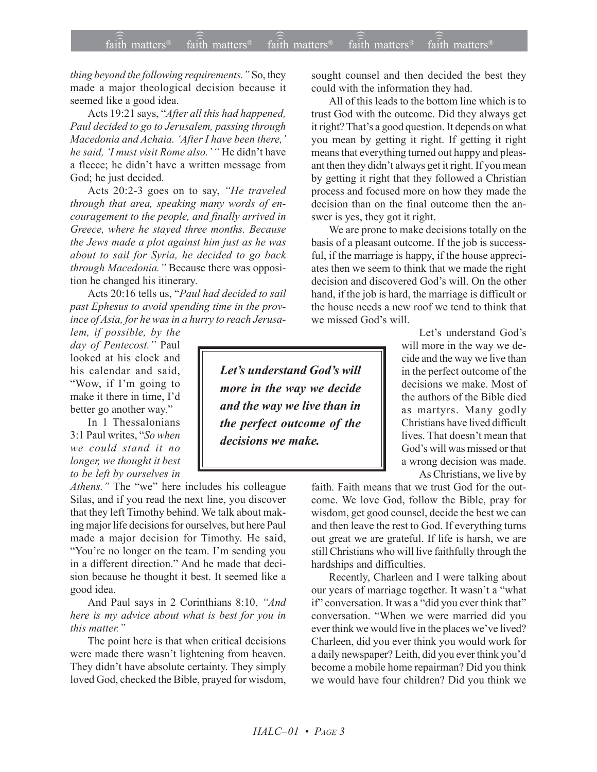*thing beyond the following requirements."* So, they made a major theological decision because it seemed like a good idea.

Acts 19:21 says, "*After all this had happened, Paul decided to go to Jerusalem, passing through Macedonia and Achaia. 'After I have been there,' he said, 'I must visit Rome also.'* " He didn't have a fleece; he didn't have a written message from God; he just decided.

Acts 20:2-3 goes on to say, *"He traveled through that area, speaking many words of encouragement to the people, and finally arrived in Greece, where he stayed three months. Because the Jews made a plot against him just as he was about to sail for Syria, he decided to go back through Macedonia."* Because there was opposition he changed his itinerary.

Acts 20:16 tells us, "*Paul had decided to sail past Ephesus to avoid spending time in the province of Asia, for he was in a hurry to reach Jerusalem, if possible, by the day of Pentecost."* Paul looked at his clock and his calendar and said, "Wow, if I'm going to make it there in time, I'd better go another way."

In 1 Thessalonians 3:1 Paul writes, "*So when we could stand it no longer, we thought it best to be left by ourselves in Athens."* The "we" here includes his colleague Silas, and if you read the next line, you discover that they left Timothy behind. We talk about making major life decisions for ourselves, but here Paul made a major decision for Timothy. He said, "You're no longer on the team. I'm sending you in a different direction." And he made that decision because he thought it best. It seemed like a good idea.

And Paul says in 2 Corinthians 8:10, *"And here is my advice about what is best for you in this matter."*

The point here is that when critical decisions were made there wasn't lightening from heaven. They didn't have absolute certainty. They simply loved God, checked the Bible, prayed for wisdom, sought counsel and then decided the best they could with the information they had.

All of this leads to the bottom line which is to trust God with the outcome. Did they always get it right? That's a good question. It depends on what you mean by getting it right. If getting it right means that everything turned out happy and pleasant then they didn't always get it right. If you mean by getting it right that they followed a Christian process and focused more on how they made the decision than on the final outcome then the answer is yes, they got it right.

We are prone to make decisions totally on the basis of a pleasant outcome. If the job is successful, if the marriage is happy, if the house appreciates then we seem to think that we made the right decision and discovered God's will. On the other hand, if the job is hard, the marriage is difficult or the house needs a new roof we tend to think that we missed God's will.

> ***Let's understand God's will more in the way we decide and the way we live than in the perfect outcome of the decisions we make.***

Let's understand God's will more in the way we decide and the way we live than in the perfect outcome of the decisions we make. Most of the authors of the Bible died as martyrs. Many godly Christians have lived difficult lives. That doesn't mean that God's will was missed or that a wrong decision was made.

As Christians, we live by faith. Faith means that we trust God for the outcome. We love God, follow the Bible, pray for wisdom, get good counsel, decide the best we can and then leave the rest to God. If everything turns out great we are grateful. If life is harsh, we are still Christians who will live faithfully through the hardships and difficulties.

Recently, Charleen and I were talking about our years of marriage together. It wasn't a "what if" conversation. It was a "did you ever think that" conversation. "When we were married did you ever think we would live in the places we've lived? Charleen, did you ever think you would work for a daily newspaper? Leith, did you ever think you'd become a mobile home repairman? Did you think we would have four children? Did you think we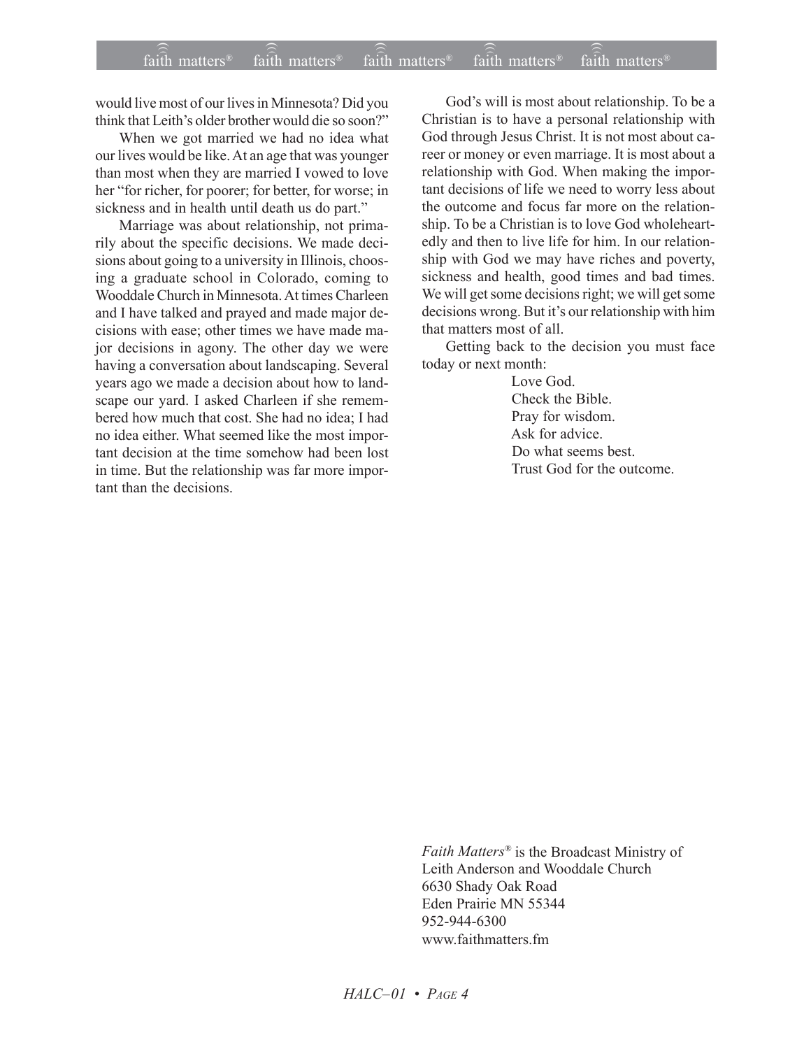would live most of our lives in Minnesota? Did you think that Leith's older brother would die so soon?"

When we got married we had no idea what our lives would be like. At an age that was younger than most when they are married I vowed to love her "for richer, for poorer; for better, for worse; in sickness and in health until death us do part."

Marriage was about relationship, not primarily about the specific decisions. We made decisions about going to a university in Illinois, choosing a graduate school in Colorado, coming to Wooddale Church in Minnesota. At times Charleen and I have talked and prayed and made major decisions with ease; other times we have made major decisions in agony. The other day we were having a conversation about landscaping. Several years ago we made a decision about how to landscape our yard. I asked Charleen if she remembered how much that cost. She had no idea; I had no idea either. What seemed like the most important decision at the time somehow had been lost in time. But the relationship was far more important than the decisions.

God's will is most about relationship. To be a Christian is to have a personal relationship with God through Jesus Christ. It is not most about career or money or even marriage. It is most about a relationship with God. When making the important decisions of life we need to worry less about the outcome and focus far more on the relationship. To be a Christian is to love God wholeheartedly and then to live life for him. In our relationship with God we may have riches and poverty, sickness and health, good times and bad times. We will get some decisions right; we will get some decisions wrong. But it's our relationship with him that matters most of all.

Getting back to the decision you must face today or next month:

Love God.
Check the Bible.
Pray for wisdom.
Ask for advice.
Do what seems best.
Trust God for the outcome.

*Faith Matters*® is the Broadcast Ministry of
Leith Anderson and Wooddale Church
6630 Shady Oak Road
Eden Prairie MN 55344
952-944-6300
www.faithmatters.fm